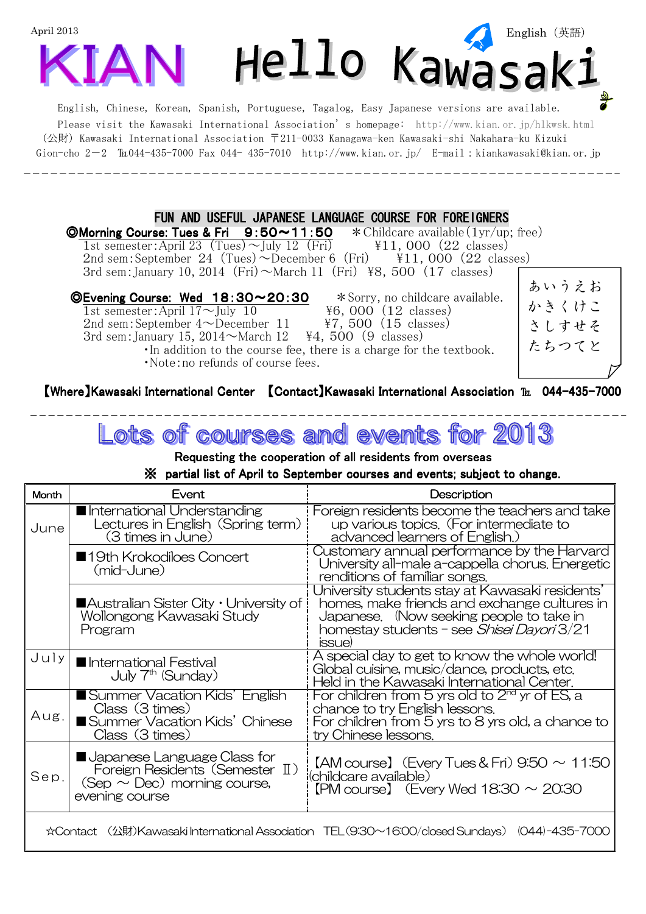April 2013

English（英語）

# KIAN Hello Kawasaki

English, Chinese, Korean, Spanish, Portuguese, Tagalog, Easy Japanese versions are available.
Please visit the Kawasaki International Association's homepage: http://www.kian.or.jp/hlkwsk.html
（公財）Kawasaki International Association 〒211-0033 Kanagawa-ken Kawasaki-shi Nakahara-ku Kizuki Gion-cho 2－2 ℡044-435-7000 Fax 044- 435-7010 http://www.kian.or.jp/ E-mail：kiankawasaki@kian.or.jp

---

## FUN AND USEFUL JAPANESE LANGUAGE COURSE FOR FOREIGNERS

**◎Morning Course: Tues & Fri 9:50～11:50** ＊Childcare available(1yr/up; free)

1st semester:April 23 (Tues)～July 12 (Fri) ¥11,000 (22 classes)
2nd sem:September 24 (Tues)～December 6 (Fri) ¥11,000 (22 classes)
3rd sem:January 10, 2014 (Fri)～March 11 (Fri) ¥8,500 (17 classes)

**◎Evening Course: Wed 18:30～20:30** ＊Sorry, no childcare available.

1st semester:April 17～July 10 ¥6,000 (12 classes)
2nd sem:September 4～December 11 ¥7,500 (15 classes)
3rd sem:January 15, 2014～March 12 ¥4,500 (9 classes)

・In addition to the course fee, there is a charge for the textbook.
・Note:no refunds of course fees.

あいうえお
かきくけこ
さしすせそ
たちつてと

**【Where】Kawasaki International Center 【Contact】Kawasaki International Association ℡ 044-435-7000**

---

## Lots of courses and events for 2013

**Requesting the cooperation of all residents from overseas**

**※ partial list of April to September courses and events; subject to change.**

| Month | Event | Description |
|---|---|---|
| June | ■International Understanding Lectures in English (Spring term) (3 times in June) | Foreign residents become the teachers and take up various topics. (For intermediate to advanced learners of English.) |
| | ■19th Krokodiloes Concert (mid-June) | Customary annual performance by the Harvard University all-male a-cappella chorus. Energetic renditions of familiar songs. |
| | ■Australian Sister City・University of Wollongong Kawasaki Study Program | University students stay at Kawasaki residents' homes, make friends and exchange cultures in Japanese. (Now seeking people to take in homestay students – see *Shisei Dayori* 3/21 issue) |
| July | ■International Festival July 7th (Sunday) | A special day to get to know the whole world! Global cuisine, music/dance, products, etc. Held in the Kawasaki International Center. |
| Aug. | ■Summer Vacation Kids' English Class (3 times)<br>■Summer Vacation Kids' Chinese Class (3 times) | For children from 5 yrs old to 2nd yr of ES, a chance to try English lessons.<br>For children from 5 yrs to 8 yrs old, a chance to try Chinese lessons. |
| Sep. | ■Japanese Language Class for Foreign Residents (Semester Ⅱ) (Sep ～ Dec) morning course, evening course | 【AM course】(Every Tues & Fri) 9:50 ～ 11:50 (childcare available)<br>【PM course】 (Every Wed 18:30 ～ 20:30 |
| ☆Contact （公財)Kawasaki International Association TEL(9:30～16:00/closed Sundays) (044)-435-7000 | | |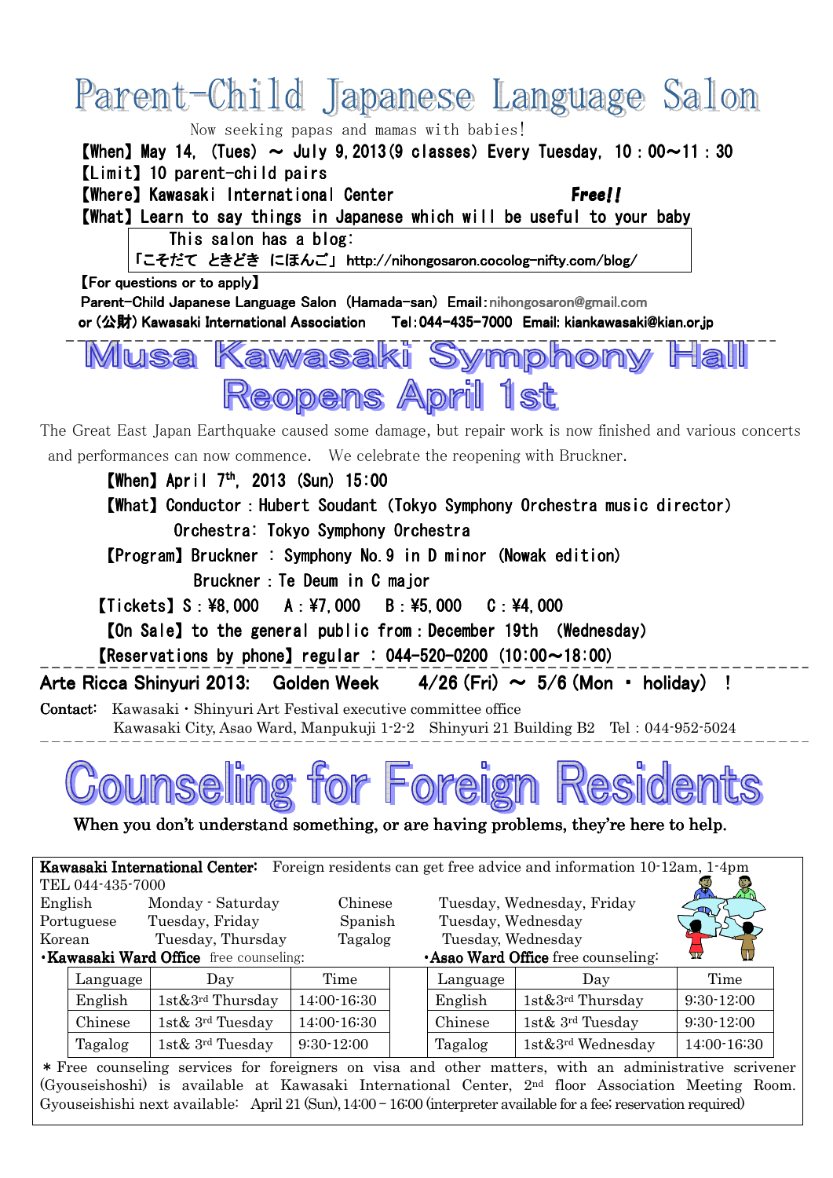# Parent-Child Japanese Language Salon

Now seeking papas and mamas with babies!

【When】May 14, (Tues) ～ July 9, 2013 (9 classes) Every Tuesday, 10：00～11：30

【Limit】10 parent-child pairs

【Where】Kawasaki International Center **Free!!**

【What】Learn to say things in Japanese which will be useful to your baby

> This salon has a blog:
> 「こそだて ときどき にほんご」 http://nihongosaron.cocolog-nifty.com/blog/

【For questions or to apply】

Parent-Child Japanese Language Salon (Hamada-san) Email: nihongosaron@gmail.com

or (公財) Kawasaki International Association Tel: 044-435-7000 Email: kiankawasaki@kian.or.jp

---

# Musa Kawasaki Symphony Hall Reopens April 1st

The Great East Japan Earthquake caused some damage, but repair work is now finished and various concerts and performances can now commence. We celebrate the reopening with Bruckner.

【When】April 7th, 2013 (Sun) 15:00

【What】Conductor：Hubert Soudant (Tokyo Symphony Orchestra music director)

Orchestra: Tokyo Symphony Orchestra

【Program】Bruckner : Symphony No.9 in D minor (Nowak edition)

Bruckner：Te Deum in C major

【Tickets】S：¥8,000 A：¥7,000 B：¥5,000 C：¥4,000

【On Sale】to the general public from：December 19th (Wednesday)

【Reservations by phone】regular : 044-520-0200 (10:00～18:00)

---

**Arte Ricca Shinyuri 2013: Golden Week 4/26 (Fri) ～ 5/6 (Mon ・ holiday) !**

**Contact:** Kawasaki・Shinyuri Art Festival executive committee office
Kawasaki City, Asao Ward, Manpukuji 1-2-2 Shinyuri 21 Building B2 Tel：044-952-5024

---

# Counseling for Foreign Residents

When you don't understand something, or are having problems, they're here to help.

**Kawasaki International Center:** Foreign residents can get free advice and information 10-12am, 1-4pm
TEL 044-435-7000

| | | | |
|---|---|---|---|
| English | Monday - Saturday | Chinese | Tuesday, Wednesday, Friday |
| Portuguese | Tuesday, Friday | Spanish | Tuesday, Wednesday |
| Korean | Tuesday, Thursday | Tagalog | Tuesday, Wednesday |

・**Kawasaki Ward Office** free counseling:

| Language | Day | Time |
|---|---|---|
| English | 1st&3rd Thursday | 14:00-16:30 |
| Chinese | 1st& 3rd Tuesday | 14:00-16:30 |
| Tagalog | 1st& 3rd Tuesday | 9:30-12:00 |

・**Asao Ward Office** free counseling:

| Language | Day | Time |
|---|---|---|
| English | 1st&3rd Thursday | 9:30-12:00 |
| Chinese | 1st& 3rd Tuesday | 9:30-12:00 |
| Tagalog | 1st&3rd Wednesday | 14:00-16:30 |

＊Free counseling services for foreigners on visa and other matters, with an administrative scrivener (Gyouseishoshi) is available at Kawasaki International Center, 2nd floor Association Meeting Room. Gyouseishishi next available: April 21 (Sun), 14:00－16:00 (interpreter available for a fee; reservation required)